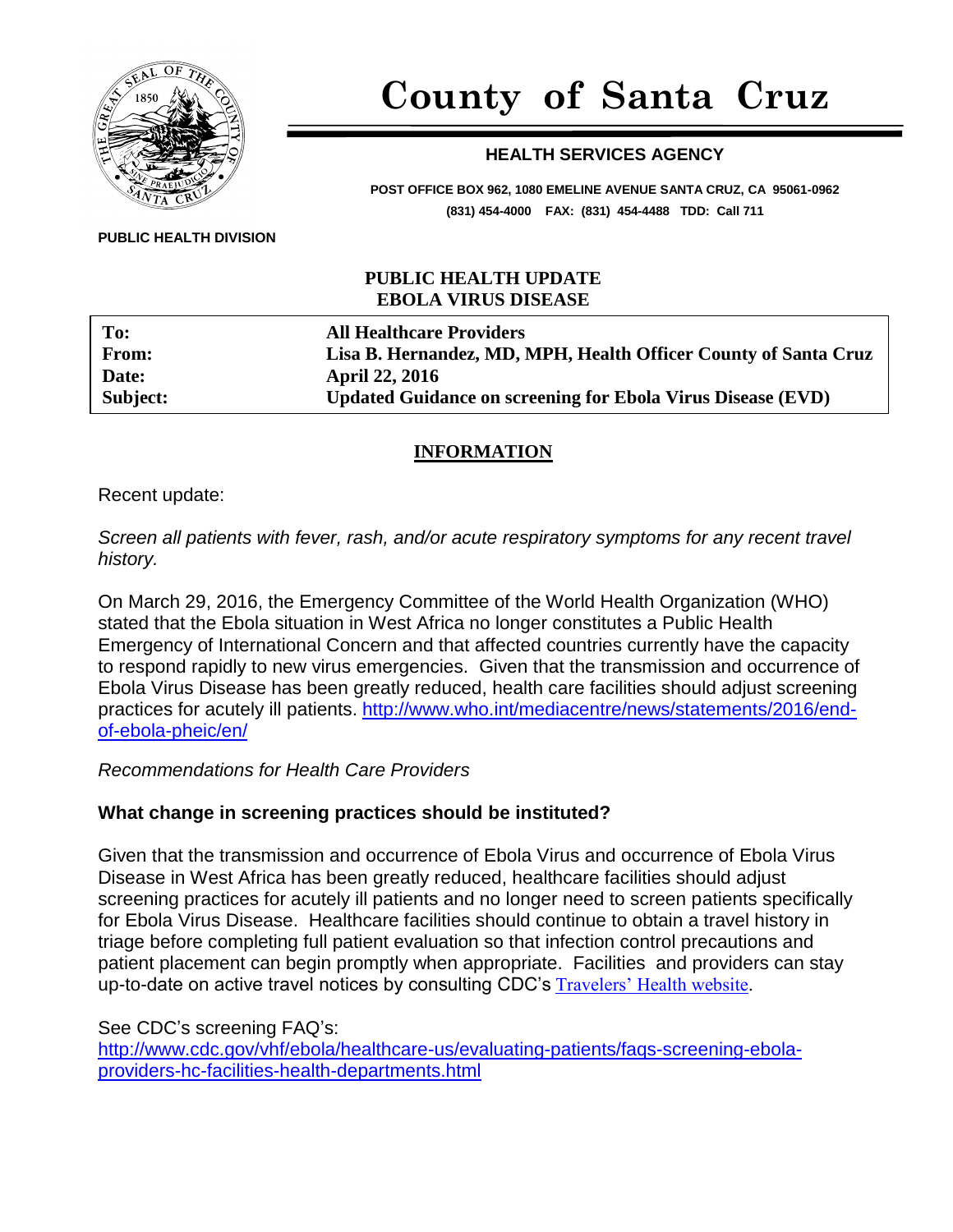# County of Santa Cruz

## HEALTH SERVICES AGENCY

**POST OFFICE BOX 962, 1080 EMELINE AVENUE SANTA CRUZ, CA 95061-0962**
**(831) 454-4000 FAX: (831) 454-4488 TDD: Call 711**

**PUBLIC HEALTH DIVISION**

**PUBLIC HEALTH UPDATE**
**EBOLA VIRUS DISEASE**

| | |
|---|---|
| **To:** | **All Healthcare Providers** |
| **From:** | **Lisa B. Hernandez, MD, MPH, Health Officer County of Santa Cruz** |
| **Date:** | **April 22, 2016** |
| **Subject:** | **Updated Guidance on screening for Ebola Virus Disease (EVD)** |

**INFORMATION**

Recent update:

*Screen all patients with fever, rash, and/or acute respiratory symptoms for any recent travel history.*

On March 29, 2016, the Emergency Committee of the World Health Organization (WHO) stated that the Ebola situation in West Africa no longer constitutes a Public Health Emergency of International Concern and that affected countries currently have the capacity to respond rapidly to new virus emergencies. Given that the transmission and occurrence of Ebola Virus Disease has been greatly reduced, health care facilities should adjust screening practices for acutely ill patients. http://www.who.int/mediacentre/news/statements/2016/end-of-ebola-pheic/en/

*Recommendations for Health Care Providers*

**What change in screening practices should be instituted?**

Given that the transmission and occurrence of Ebola Virus and occurrence of Ebola Virus Disease in West Africa has been greatly reduced, healthcare facilities should adjust screening practices for acutely ill patients and no longer need to screen patients specifically for Ebola Virus Disease. Healthcare facilities should continue to obtain a travel history in triage before completing full patient evaluation so that infection control precautions and patient placement can begin promptly when appropriate. Facilities and providers can stay up-to-date on active travel notices by consulting CDC's Travelers' Health website.

See CDC's screening FAQ's:
http://www.cdc.gov/vhf/ebola/healthcare-us/evaluating-patients/faqs-screening-ebola-providers-hc-facilities-health-departments.html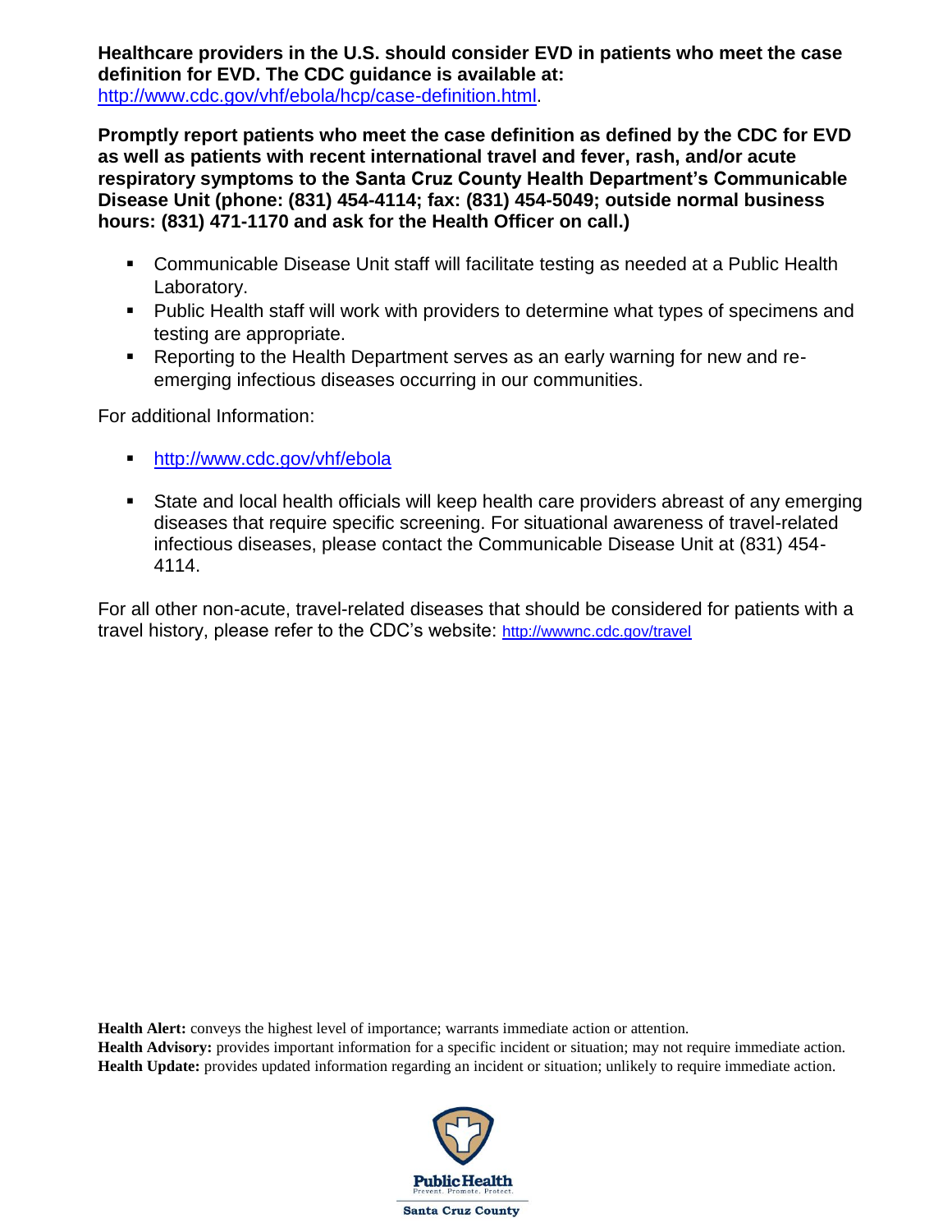**Healthcare providers in the U.S. should consider EVD in patients who meet the case definition for EVD. The CDC guidance is available at:** http://www.cdc.gov/vhf/ebola/hcp/case-definition.html.

**Promptly report patients who meet the case definition as defined by the CDC for EVD as well as patients with recent international travel and fever, rash, and/or acute respiratory symptoms to the Santa Cruz County Health Department's Communicable Disease Unit (phone: (831) 454-4114; fax: (831) 454-5049; outside normal business hours: (831) 471-1170 and ask for the Health Officer on call.)**

- Communicable Disease Unit staff will facilitate testing as needed at a Public Health Laboratory.
- Public Health staff will work with providers to determine what types of specimens and testing are appropriate.
- Reporting to the Health Department serves as an early warning for new and re-emerging infectious diseases occurring in our communities.

For additional Information:

- http://www.cdc.gov/vhf/ebola
- State and local health officials will keep health care providers abreast of any emerging diseases that require specific screening. For situational awareness of travel-related infectious diseases, please contact the Communicable Disease Unit at (831) 454-4114.

For all other non-acute, travel-related diseases that should be considered for patients with a travel history, please refer to the CDC's website: http://wwwnc.cdc.gov/travel

**Health Alert:** conveys the highest level of importance; warrants immediate action or attention.
**Health Advisory:** provides important information for a specific incident or situation; may not require immediate action.
**Health Update:** provides updated information regarding an incident or situation; unlikely to require immediate action.

Public Health
Prevent. Promote. Protect.
Santa Cruz County